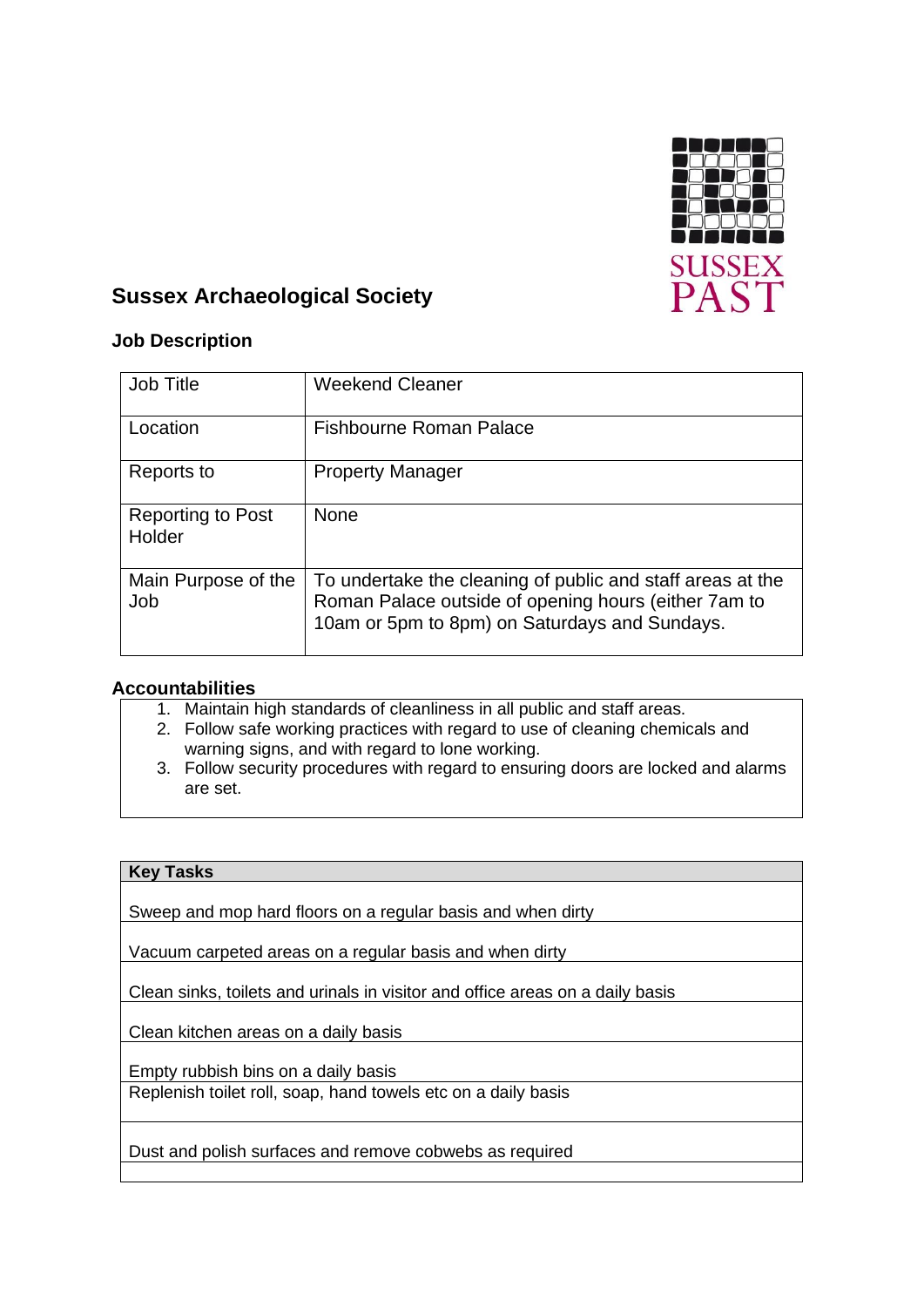# Sussex Archaeological Society

## Job Description

| Job Title | Weekend Cleaner |
|---|---|
| Location | Fishbourne Roman Palace |
| Reports to | Property Manager |
| Reporting to Post Holder | None |
| Main Purpose of the Job | To undertake the cleaning of public and staff areas at the Roman Palace outside of opening hours (either 7am to 10am or 5pm to 8pm) on Saturdays and Sundays. |

### Accountabilities

1. Maintain high standards of cleanliness in all public and staff areas.
2. Follow safe working practices with regard to use of cleaning chemicals and warning signs, and with regard to lone working.
3. Follow security procedures with regard to ensuring doors are locked and alarms are set.

| Key Tasks |
|---|
| Sweep and mop hard floors on a regular basis and when dirty |
| Vacuum carpeted areas on a regular basis and when dirty |
| Clean sinks, toilets and urinals in visitor and office areas on a daily basis |
| Clean kitchen areas on a daily basis |
| Empty rubbish bins on a daily basis |
| Replenish toilet roll, soap, hand towels etc on a daily basis |
| Dust and polish surfaces and remove cobwebs as required |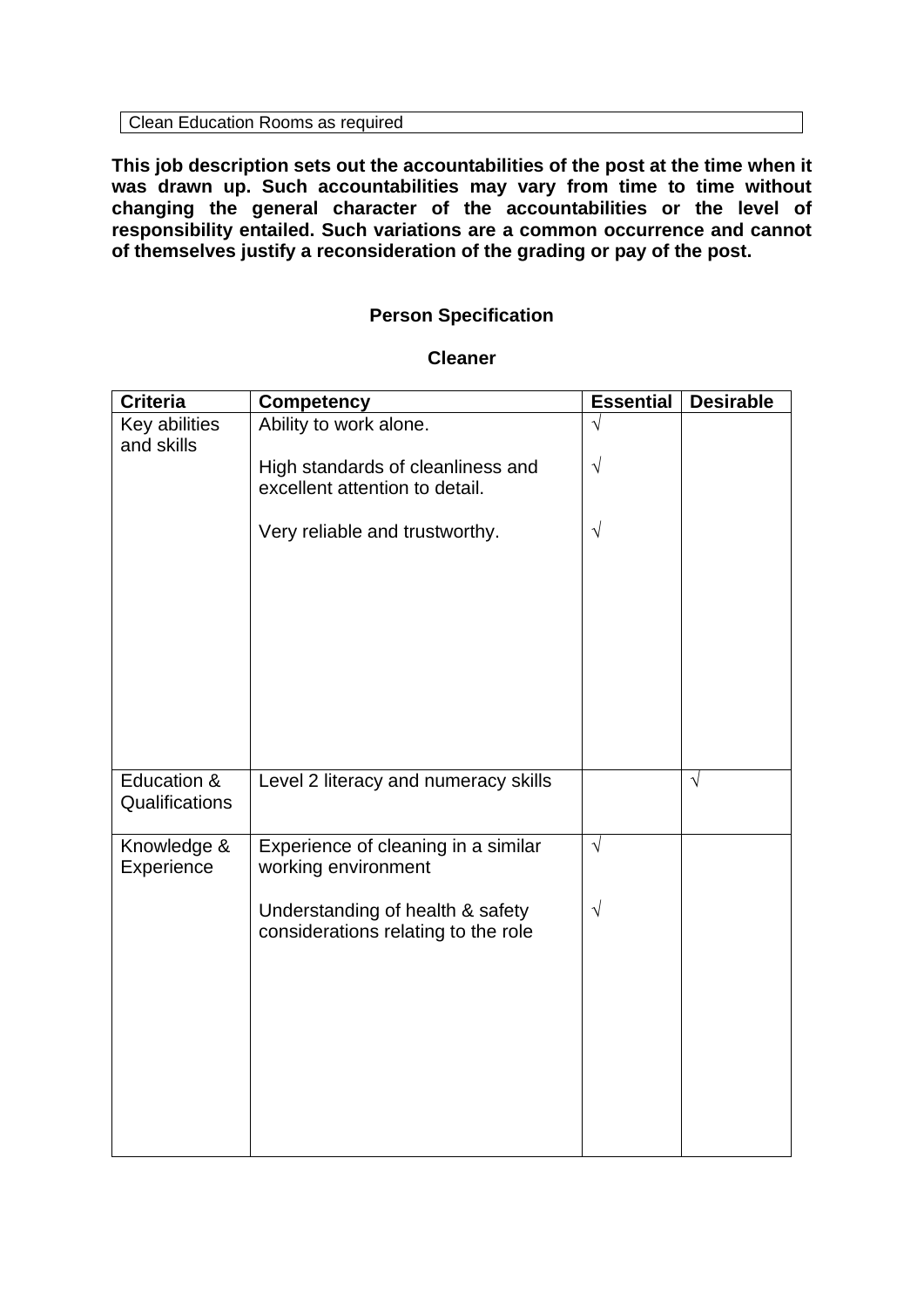| Clean Education Rooms as required |
|---|

**This job description sets out the accountabilities of the post at the time when it was drawn up. Such accountabilities may vary from time to time without changing the general character of the accountabilities or the level of responsibility entailed. Such variations are a common occurrence and cannot of themselves justify a reconsideration of the grading or pay of the post.**

## Person Specification

### Cleaner

| Criteria | Competency | Essential | Desirable |
|---|---|---|---|
| Key abilities and skills | Ability to work alone. | √ | |
| | High standards of cleanliness and excellent attention to detail. | √ | |
| | Very reliable and trustworthy. | √ | |
| Education & Qualifications | Level 2 literacy and numeracy skills | | √ |
| Knowledge & Experience | Experience of cleaning in a similar working environment | √ | |
| | Understanding of health & safety considerations relating to the role | √ | |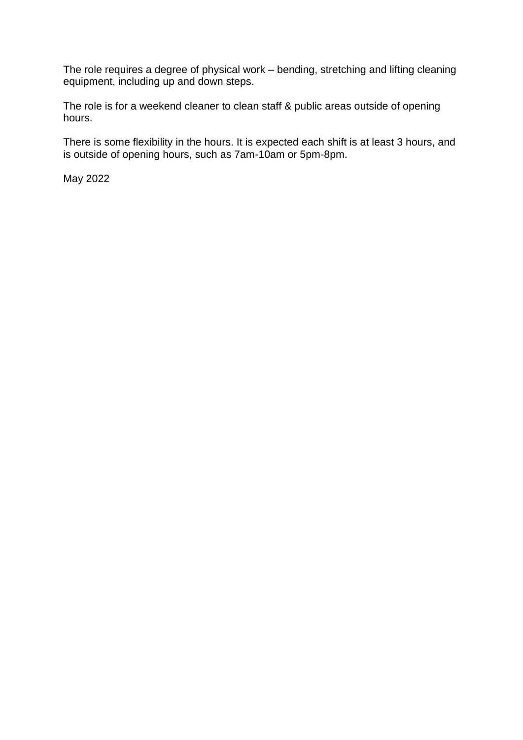The role requires a degree of physical work – bending, stretching and lifting cleaning equipment, including up and down steps.

The role is for a weekend cleaner to clean staff & public areas outside of opening hours.

There is some flexibility in the hours. It is expected each shift is at least 3 hours, and is outside of opening hours, such as 7am-10am or 5pm-8pm.

May 2022